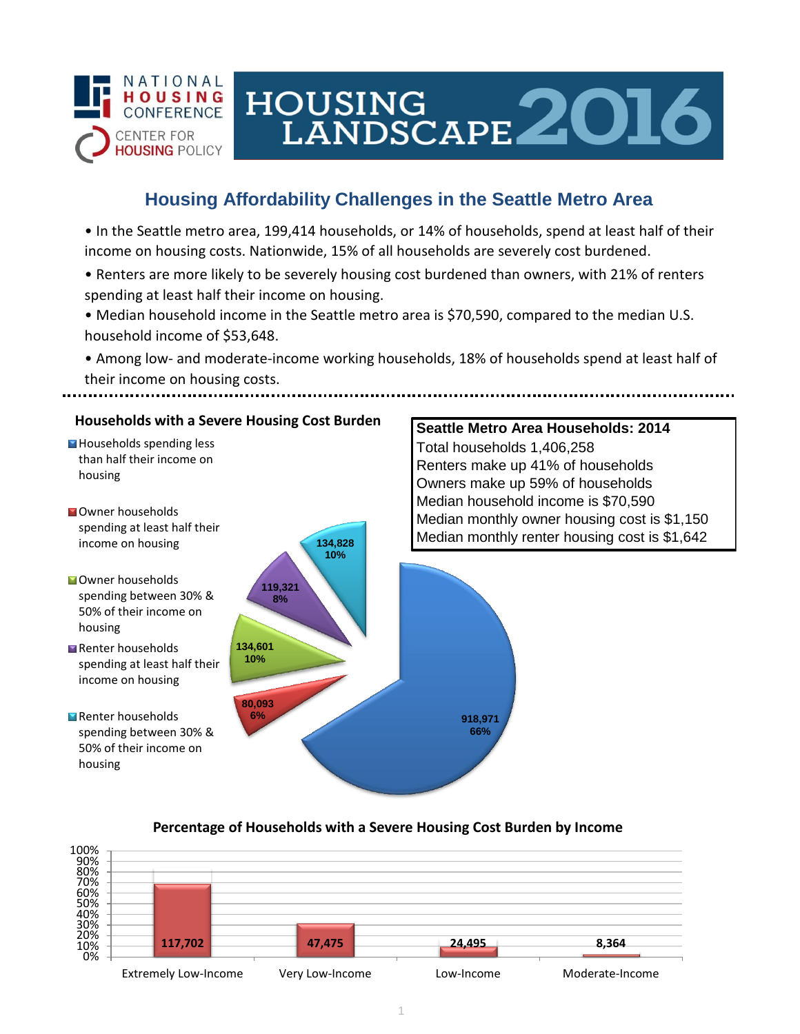NATIONAL HOUSING CONFERENCE

CENTER FOR HOUSING POLICY

# HOUSING LANDSCAPE 2016

## Housing Affordability Challenges in the Seattle Metro Area

- In the Seattle metro area, 199,414 households, or 14% of households, spend at least half of their income on housing costs. Nationwide, 15% of all households are severely cost burdened.
- Renters are more likely to be severely housing cost burdened than owners, with 21% of renters spending at least half their income on housing.
- Median household income in the Seattle metro area is $70,590, compared to the median U.S. household income of $53,648.
- Among low- and moderate-income working households, 18% of households spend at least half of their income on housing costs.

### Households with a Severe Housing Cost Burden

| Category | Households | Percent |
|---|---|---|
| Households spending less than half their income on housing | 918,971 | 66% |
| Owner households spending at least half their income on housing | 80,093 | 6% |
| Owner households spending between 30% & 50% of their income on housing | 134,601 | 10% |
| Renter households spending at least half their income on housing | 119,321 | 8% |
| Renter households spending between 30% & 50% of their income on housing | 134,828 | 10% |

### Seattle Metro Area Households: 2014

Total households 1,406,258
Renters make up 41% of households
Owners make up 59% of households
Median household income is $70,590
Median monthly owner housing cost is $1,150
Median monthly renter housing cost is $1,642

### Percentage of Households with a Severe Housing Cost Burden by Income

| Income Level | Households |
|---|---|
| Extremely Low-Income | 117,702 |
| Very Low-Income | 47,475 |
| Low-Income | 24,495 |
| Moderate-Income | 8,364 |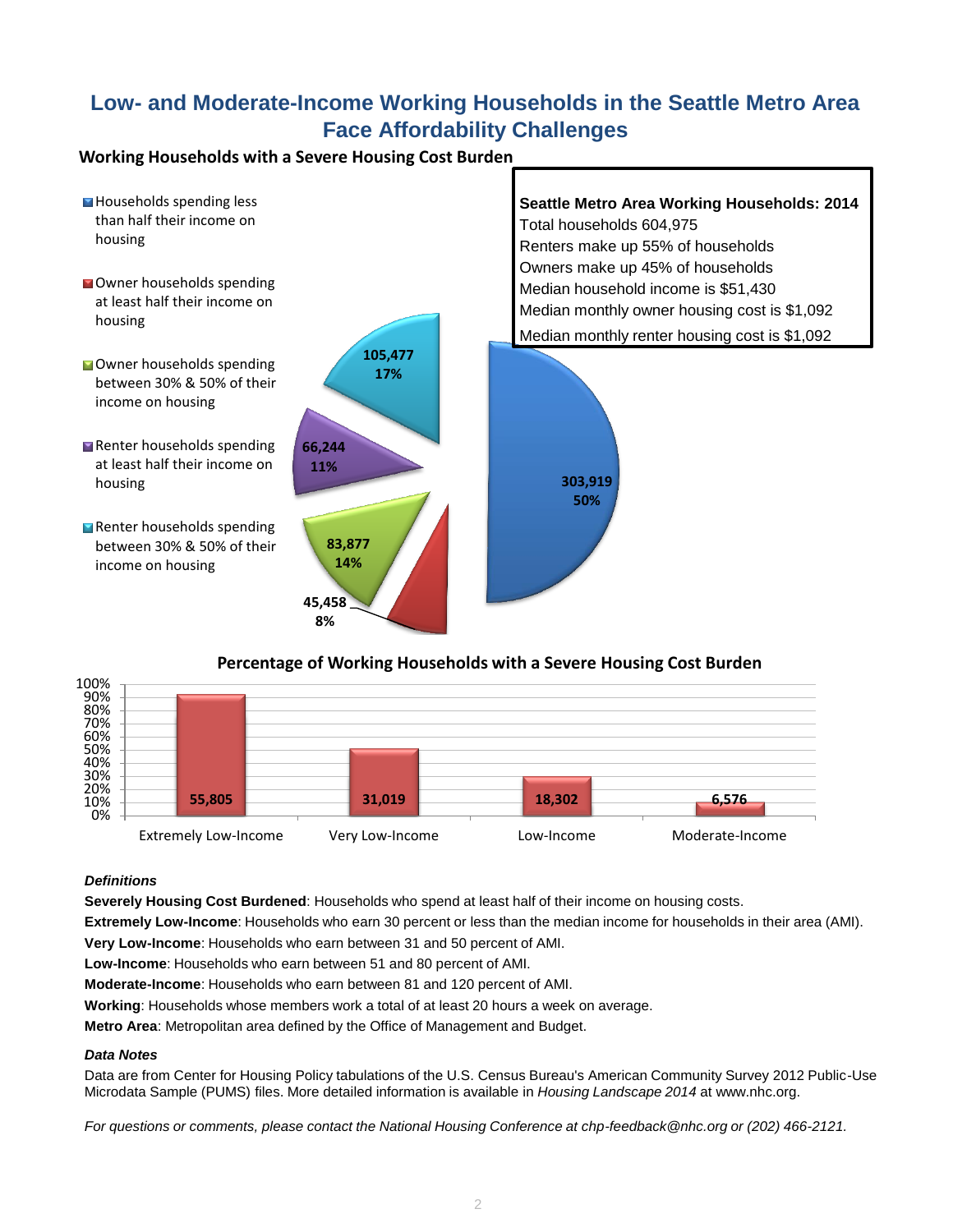# Low- and Moderate-Income Working Households in the Seattle Metro Area Face Affordability Challenges

## Working Households with a Severe Housing Cost Burden

Households spending less than half their income on housing

Owner households spending at least half their income on housing

Owner households spending between 30% & 50% of their income on housing

Renter households spending at least half their income on housing

Renter households spending between 30% & 50% of their income on housing

105,477
17%

66,244
11%

83,877
14%

45,458
8%

303,919
50%

**Seattle Metro Area Working Households: 2014**
Total households 604,975
Renters make up 55% of households
Owners make up 45% of households
Median household income is $51,430
Median monthly owner housing cost is $1,092
Median monthly renter housing cost is $1,092

## Percentage of Working Households with a Severe Housing Cost Burden

100%
90%
80%
70%
60%
50%
40%
30%
20%
10%
0%

55,805
31,019
18,302
6,576

Extremely Low-Income
Very Low-Income
Low-Income
Moderate-Income

### *Definitions*

**Severely Housing Cost Burdened**: Households who spend at least half of their income on housing costs.

**Extremely Low-Income**: Households who earn 30 percent or less than the median income for households in their area (AMI).

**Very Low-Income**: Households who earn between 31 and 50 percent of AMI.

**Low-Income**: Households who earn between 51 and 80 percent of AMI.

**Moderate-Income**: Households who earn between 81 and 120 percent of AMI.

**Working**: Households whose members work a total of at least 20 hours a week on average.

**Metro Area**: Metropolitan area defined by the Office of Management and Budget.

### *Data Notes*

Data are from Center for Housing Policy tabulations of the U.S. Census Bureau's American Community Survey 2012 Public-Use Microdata Sample (PUMS) files. More detailed information is available in *Housing Landscape 2014* at www.nhc.org.

*For questions or comments, please contact the National Housing Conference at chp-feedback@nhc.org or (202) 466-2121.*